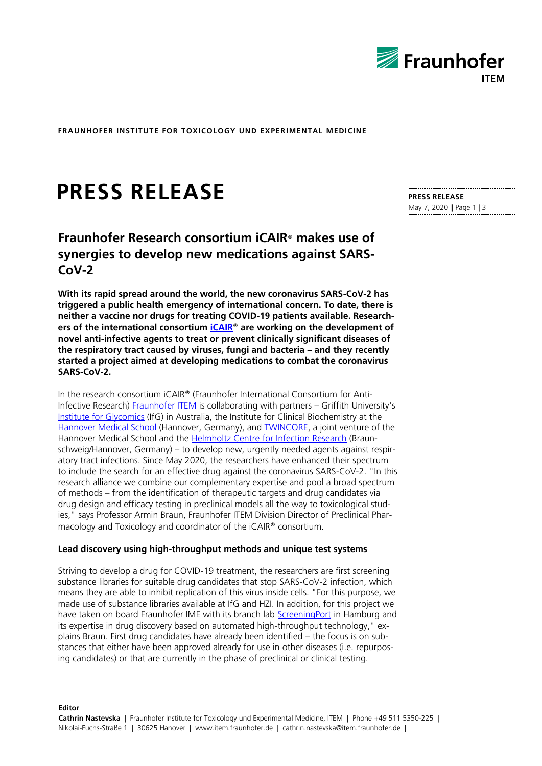FRAUNHOFER INSTITUTE FOR TOXICOLOGY UND EXPERIMENTAL MEDICINE

# PRESS RELEASE

**PRESS RELEASE**
May 7, 2020 || Page 1 | 3

## Fraunhofer Research consortium iCAIR® makes use of synergies to develop new medications against SARS-CoV-2

**With its rapid spread around the world, the new coronavirus SARS-CoV-2 has triggered a public health emergency of international concern. To date, there is neither a vaccine nor drugs for treating COVID-19 patients available. Researchers of the international consortium iCAIR® are working on the development of novel anti-infective agents to treat or prevent clinically significant diseases of the respiratory tract caused by viruses, fungi and bacteria – and they recently started a project aimed at developing medications to combat the coronavirus SARS-CoV-2.**

In the research consortium iCAIR® (Fraunhofer International Consortium for Anti-Infective Research) Fraunhofer ITEM is collaborating with partners – Griffith University's Institute for Glycomics (IfG) in Australia, the Institute for Clinical Biochemistry at the Hannover Medical School (Hannover, Germany), and TWINCORE, a joint venture of the Hannover Medical School and the Helmholtz Centre for Infection Research (Braunschweig/Hannover, Germany) – to develop new, urgently needed agents against respiratory tract infections. Since May 2020, the researchers have enhanced their spectrum to include the search for an effective drug against the coronavirus SARS-CoV-2. "In this research alliance we combine our complementary expertise and pool a broad spectrum of methods – from the identification of therapeutic targets and drug candidates via drug design and efficacy testing in preclinical models all the way to toxicological studies," says Professor Armin Braun, Fraunhofer ITEM Division Director of Preclinical Pharmacology and Toxicology and coordinator of the iCAIR® consortium.

### Lead discovery using high-throughput methods and unique test systems

Striving to develop a drug for COVID-19 treatment, the researchers are first screening substance libraries for suitable drug candidates that stop SARS-CoV-2 infection, which means they are able to inhibit replication of this virus inside cells. "For this purpose, we made use of substance libraries available at IfG and HZI. In addition, for this project we have taken on board Fraunhofer IME with its branch lab ScreeningPort in Hamburg and its expertise in drug discovery based on automated high-throughput technology," explains Braun. First drug candidates have already been identified – the focus is on substances that either have been approved already for use in other diseases (i.e. repurposing candidates) or that are currently in the phase of preclinical or clinical testing.

**Editor**
**Cathrin Nastevska** | Fraunhofer Institute for Toxicology und Experimental Medicine, ITEM | Phone +49 511 5350-225 | Nikolai-Fuchs-Straße 1 | 30625 Hanover | www.item.fraunhofer.de | cathrin.nastevska@item.fraunhofer.de |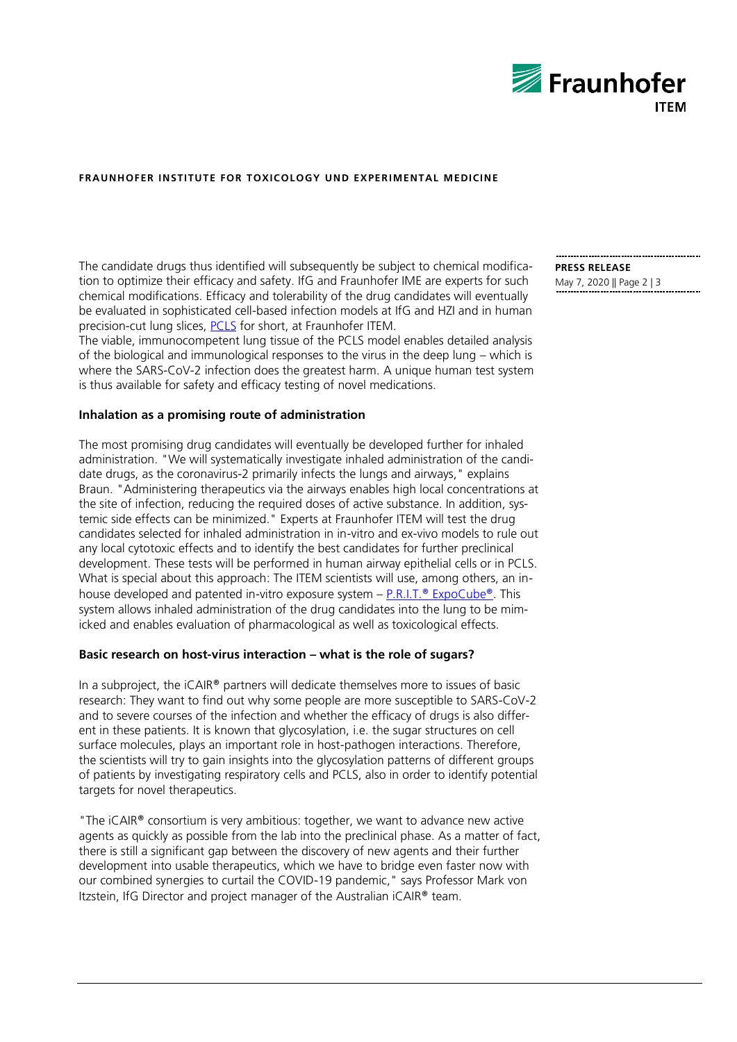The candidate drugs thus identified will subsequently be subject to chemical modification to optimize their efficacy and safety. IfG and Fraunhofer IME are experts for such chemical modifications. Efficacy and tolerability of the drug candidates will eventually be evaluated in sophisticated cell-based infection models at IfG and HZI and in human precision-cut lung slices, PCLS for short, at Fraunhofer ITEM.
The viable, immunocompetent lung tissue of the PCLS model enables detailed analysis of the biological and immunological responses to the virus in the deep lung – which is where the SARS-CoV-2 infection does the greatest harm. A unique human test system is thus available for safety and efficacy testing of novel medications.

**Inhalation as a promising route of administration**

The most promising drug candidates will eventually be developed further for inhaled administration. "We will systematically investigate inhaled administration of the candidate drugs, as the coronavirus-2 primarily infects the lungs and airways," explains Braun. "Administering therapeutics via the airways enables high local concentrations at the site of infection, reducing the required doses of active substance. In addition, systemic side effects can be minimized." Experts at Fraunhofer ITEM will test the drug candidates selected for inhaled administration in in-vitro and ex-vivo models to rule out any local cytotoxic effects and to identify the best candidates for further preclinical development. These tests will be performed in human airway epithelial cells or in PCLS. What is special about this approach: The ITEM scientists will use, among others, an in-house developed and patented in-vitro exposure system – P.R.I.T.® ExpoCube®. This system allows inhaled administration of the drug candidates into the lung to be mimicked and enables evaluation of pharmacological as well as toxicological effects.

**Basic research on host-virus interaction – what is the role of sugars?**

In a subproject, the iCAIR® partners will dedicate themselves more to issues of basic research: They want to find out why some people are more susceptible to SARS-CoV-2 and to severe courses of the infection and whether the efficacy of drugs is also different in these patients. It is known that glycosylation, i.e. the sugar structures on cell surface molecules, plays an important role in host-pathogen interactions. Therefore, the scientists will try to gain insights into the glycosylation patterns of different groups of patients by investigating respiratory cells and PCLS, also in order to identify potential targets for novel therapeutics.

"The iCAIR® consortium is very ambitious: together, we want to advance new active agents as quickly as possible from the lab into the preclinical phase. As a matter of fact, there is still a significant gap between the discovery of new agents and their further development into usable therapeutics, which we have to bridge even faster now with our combined synergies to curtail the COVID-19 pandemic," says Professor Mark von Itzstein, IfG Director and project manager of the Australian iCAIR® team.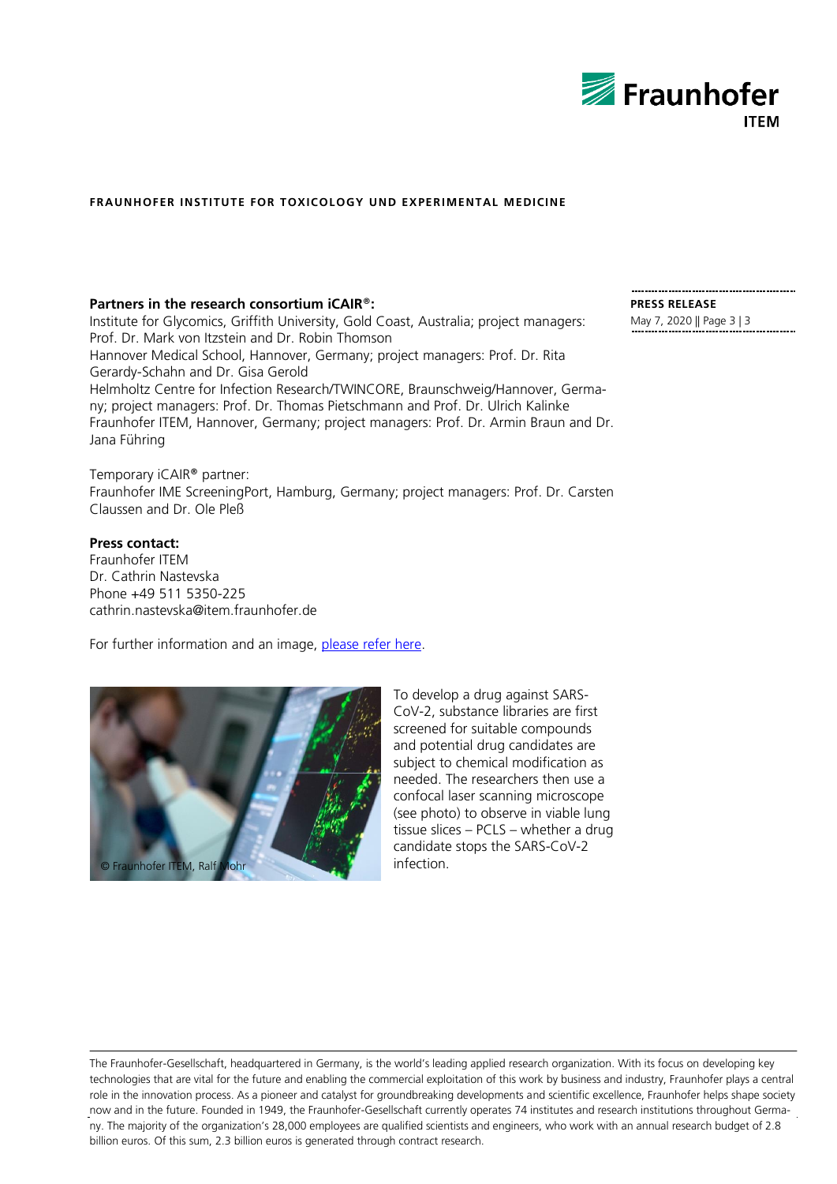**FRAUNHOFER INSTITUTE FOR TOXICOLOGY UND EXPERIMENTAL MEDICINE**

**Partners in the research consortium iCAIR®:**
Institute for Glycomics, Griffith University, Gold Coast, Australia; project managers: Prof. Dr. Mark von Itzstein and Dr. Robin Thomson
Hannover Medical School, Hannover, Germany; project managers: Prof. Dr. Rita Gerardy-Schahn and Dr. Gisa Gerold
Helmholtz Centre for Infection Research/TWINCORE, Braunschweig/Hannover, Germany; project managers: Prof. Dr. Thomas Pietschmann and Prof. Dr. Ulrich Kalinke
Fraunhofer ITEM, Hannover, Germany; project managers: Prof. Dr. Armin Braun and Dr. Jana Führing

Temporary iCAIR® partner:
Fraunhofer IME ScreeningPort, Hamburg, Germany; project managers: Prof. Dr. Carsten Claussen and Dr. Ole Pleß

**Press contact:**
Fraunhofer ITEM
Dr. Cathrin Nastevska
Phone +49 511 5350-225
cathrin.nastevska@item.fraunhofer.de

For further information and an image, please refer here.

© Fraunhofer ITEM, Ralf Mohr

To develop a drug against SARS-CoV-2, substance libraries are first screened for suitable compounds and potential drug candidates are subject to chemical modification as needed. The researchers then use a confocal laser scanning microscope (see photo) to observe in viable lung tissue slices – PCLS – whether a drug candidate stops the SARS-CoV-2 infection.

The Fraunhofer-Gesellschaft, headquartered in Germany, is the world's leading applied research organization. With its focus on developing key technologies that are vital for the future and enabling the commercial exploitation of this work by business and industry, Fraunhofer plays a central role in the innovation process. As a pioneer and catalyst for groundbreaking developments and scientific excellence, Fraunhofer helps shape society now and in the future. Founded in 1949, the Fraunhofer-Gesellschaft currently operates 74 institutes and research institutions throughout Germany. The majority of the organization's 28,000 employees are qualified scientists and engineers, who work with an annual research budget of 2.8 billion euros. Of this sum, 2.3 billion euros is generated through contract research.